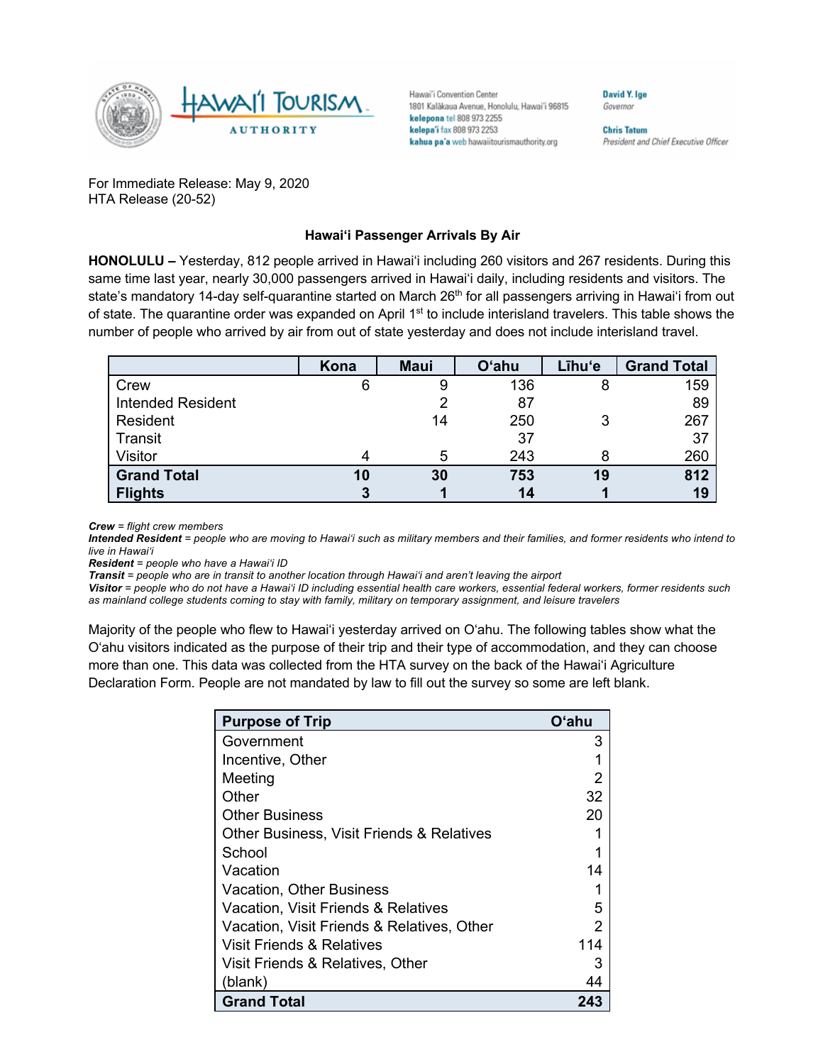Hawaiʻi Convention Center
1801 Kalākaua Avenue, Honolulu, Hawaiʻi 96815
**kelepona** tel 808 973 2255
**kelepaʻi** fax 808 973 2253
**kahua paʻa** web hawaiitourismauthority.org

**David Y. Ige**
*Governor*

**Chris Tatum**
*President and Chief Executive Officer*

For Immediate Release: May 9, 2020
HTA Release (20-52)

**Hawaiʻi Passenger Arrivals By Air**

**HONOLULU –** Yesterday, 812 people arrived in Hawaiʻi including 260 visitors and 267 residents. During this same time last year, nearly 30,000 passengers arrived in Hawaiʻi daily, including residents and visitors. The state's mandatory 14-day self-quarantine started on March 26th for all passengers arriving in Hawaiʻi from out of state. The quarantine order was expanded on April 1st to include interisland travelers. This table shows the number of people who arrived by air from out of state yesterday and does not include interisland travel.

| | Kona | Maui | Oʻahu | Līhuʻe | Grand Total |
|---|---|---|---|---|---|
| Crew | 6 | 9 | 136 | 8 | 159 |
| Intended Resident | | 2 | 87 | | 89 |
| Resident | | 14 | 250 | 3 | 267 |
| Transit | | | 37 | | 37 |
| Visitor | 4 | 5 | 243 | 8 | 260 |
| **Grand Total** | **10** | **30** | **753** | **19** | **812** |
| **Flights** | **3** | **1** | **14** | **1** | **19** |

***Crew*** *= flight crew members*
***Intended Resident*** *= people who are moving to Hawaiʻi such as military members and their families, and former residents who intend to live in Hawaiʻi*
***Resident*** *= people who have a Hawaiʻi ID*
***Transit*** *= people who are in transit to another location through Hawaiʻi and aren't leaving the airport*
***Visitor*** *= people who do not have a Hawaiʻi ID including essential health care workers, essential federal workers, former residents such as mainland college students coming to stay with family, military on temporary assignment, and leisure travelers*

Majority of the people who flew to Hawaiʻi yesterday arrived on Oʻahu. The following tables show what the Oʻahu visitors indicated as the purpose of their trip and their type of accommodation, and they can choose more than one. This data was collected from the HTA survey on the back of the Hawaiʻi Agriculture Declaration Form. People are not mandated by law to fill out the survey so some are left blank.

| Purpose of Trip | Oʻahu |
|---|---|
| Government | 3 |
| Incentive, Other | 1 |
| Meeting | 2 |
| Other | 32 |
| Other Business | 20 |
| Other Business, Visit Friends & Relatives | 1 |
| School | 1 |
| Vacation | 14 |
| Vacation, Other Business | 1 |
| Vacation, Visit Friends & Relatives | 5 |
| Vacation, Visit Friends & Relatives, Other | 2 |
| Visit Friends & Relatives | 114 |
| Visit Friends & Relatives, Other | 3 |
| (blank) | 44 |
| **Grand Total** | **243** |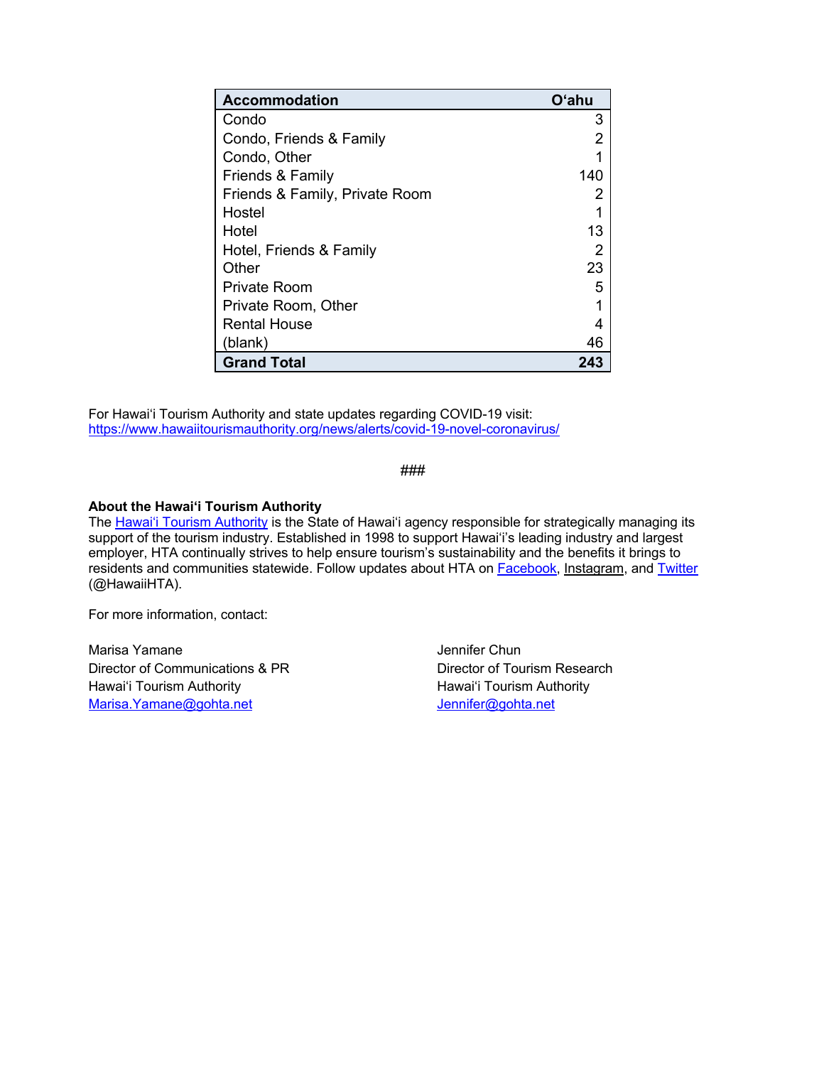| Accommodation | O‘ahu |
| --- | --- |
| Condo | 3 |
| Condo, Friends & Family | 2 |
| Condo, Other | 1 |
| Friends & Family | 140 |
| Friends & Family, Private Room | 2 |
| Hostel | 1 |
| Hotel | 13 |
| Hotel, Friends & Family | 2 |
| Other | 23 |
| Private Room | 5 |
| Private Room, Other | 1 |
| Rental House | 4 |
| (blank) | 46 |
| **Grand Total** | **243** |

For Hawai‘i Tourism Authority and state updates regarding COVID-19 visit:
https://www.hawaiitourismauthority.org/news/alerts/covid-19-novel-coronavirus/

###

**About the Hawai‘i Tourism Authority**
The Hawai‘i Tourism Authority is the State of Hawai‘i agency responsible for strategically managing its support of the tourism industry. Established in 1998 to support Hawai‘i’s leading industry and largest employer, HTA continually strives to help ensure tourism’s sustainability and the benefits it brings to residents and communities statewide. Follow updates about HTA on Facebook, Instagram, and Twitter (@HawaiiHTA).

For more information, contact:

Marisa Yamane
Director of Communications & PR
Hawai‘i Tourism Authority
Marisa.Yamane@gohta.net

Jennifer Chun
Director of Tourism Research
Hawai‘i Tourism Authority
Jennifer@gohta.net